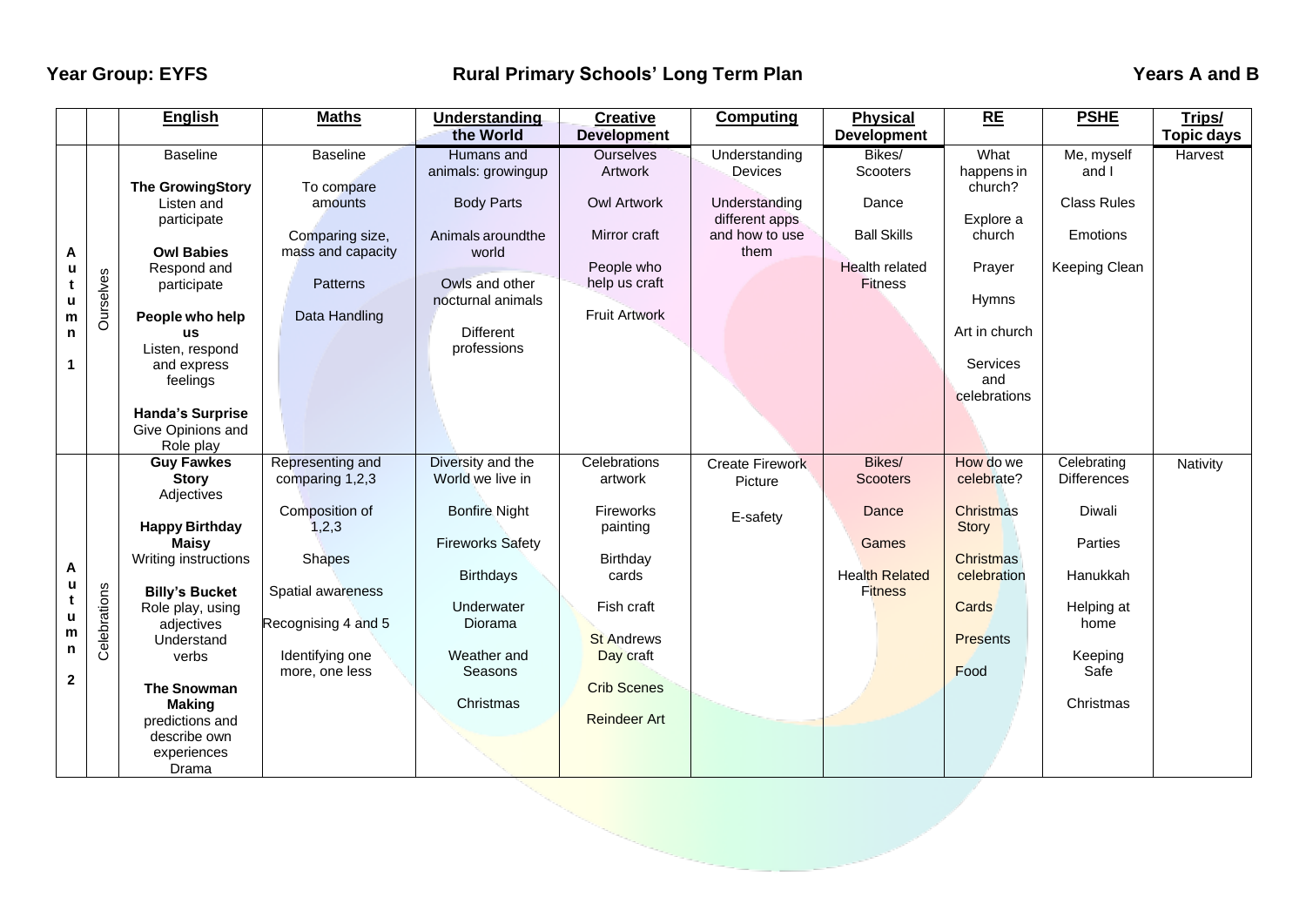**Year Group: EYFS** **Rural Primary Schools' Long Term Plan** **Years A and B**

| | | English | Maths | Understanding the World | Creative Development | Computing | Physical Development | RE | PSHE | Trips/ Topic days |
|---|---|---|---|---|---|---|---|---|---|---|
| Autumn 1 | Ourselves | Baseline<br><br>**The GrowingStory**<br>Listen and participate<br><br>**Owl Babies**<br>Respond and participate<br><br>**People who help us**<br>Listen, respond and express feelings<br><br>**Handa's Surprise**<br>Give Opinions and Role play | Baseline<br><br>To compare amounts<br><br>Comparing size, mass and capacity<br><br>Patterns<br><br>Data Handling | Humans and animals: growingup<br><br>Body Parts<br><br>Animals aroundthe world<br><br>Owls and other nocturnal animals<br><br>Different professions | Ourselves Artwork<br><br>Owl Artwork<br><br>Mirror craft<br><br>People who help us craft<br><br>Fruit Artwork | Understanding Devices<br><br>Understanding different apps and how to use them | Bikes/ Scooters<br><br>Dance<br><br>Ball Skills<br><br>Health related Fitness | What happens in church?<br><br>Explore a church<br><br>Prayer<br><br>Hymns<br><br>Art in church<br><br>Services and celebrations | Me, myself and I<br><br>Class Rules<br><br>Emotions<br><br>Keeping Clean | Harvest |
| Autumn 2 | Celebrations | **Guy Fawkes Story**<br>Adjectives<br><br>**Happy Birthday Maisy**<br>Writing instructions<br><br>**Billy's Bucket**<br>Role play, using adjectives<br>Understand verbs<br><br>**The Snowman Making**<br>predictions and describe own experiences<br>Drama | Representing and comparing 1,2,3<br><br>Composition of 1,2,3<br><br>Shapes<br><br>Spatial awareness<br><br>Recognising 4 and 5<br><br>Identifying one more, one less | Diversity and the World we live in<br><br>Bonfire Night<br><br>Fireworks Safety<br><br>Birthdays<br><br>Underwater Diorama<br><br>Weather and Seasons<br><br>Christmas | Celebrations artwork<br><br>Fireworks painting<br><br>Birthday cards<br><br>Fish craft<br><br>St Andrews Day craft<br><br>Crib Scenes<br><br>Reindeer Art | Create Firework Picture<br><br>E-safety | Bikes/ Scooters<br><br>Dance<br><br>Games<br><br>Health Related Fitness | How do we celebrate?<br><br>Christmas Story<br><br>Christmas celebration<br><br>Cards<br><br>Presents<br><br>Food | Celebrating Differences<br><br>Diwali<br><br>Parties<br><br>Hanukkah<br><br>Helping at home<br><br>Keeping Safe<br><br>Christmas | Nativity |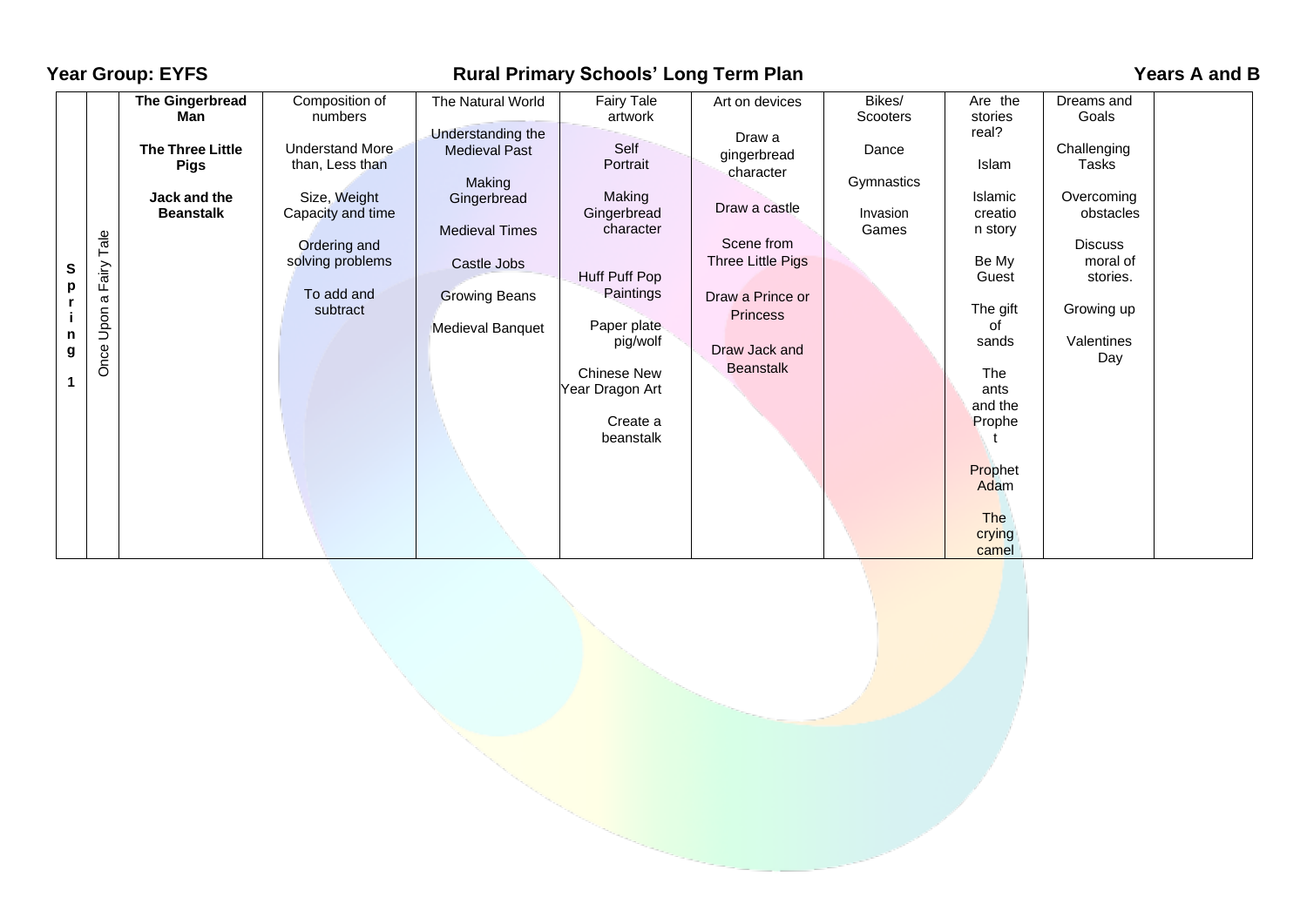**Year Group: EYFS** **Rural Primary Schools' Long Term Plan** **Years A and B**

| | | | | | | | | | | |
|---|---|---|---|---|---|---|---|---|---|---|
| **Spring 1** | Once Upon a Fairy Tale | **The Gingerbread Man**<br><br>**The Three Little Pigs**<br><br>**Jack and the Beanstalk** | Composition of numbers<br><br>Understand More than, Less than<br><br>Size, Weight Capacity and time<br><br>Ordering and solving problems<br><br>To add and subtract | The Natural World<br><br>Understanding the Medieval Past<br><br>Making Gingerbread<br><br>Medieval Times<br><br>Castle Jobs<br><br>Growing Beans<br><br>Medieval Banquet | Fairy Tale artwork<br><br>Self Portrait<br><br>Making Gingerbread character<br><br>Huff Puff Pop Paintings<br><br>Paper plate pig/wolf<br><br>Chinese New Year Dragon Art<br><br>Create a beanstalk | Art on devices<br><br>Draw a gingerbread character<br><br>Draw a castle<br><br>Scene from Three Little Pigs<br><br>Draw a Prince or Princess<br><br>Draw Jack and Beanstalk | Bikes/ Scooters<br><br>Dance<br><br>Gymnastics<br><br>Invasion Games | Are the stories real?<br><br>Islam<br><br>Islamic creation story<br><br>Be My Guest<br><br>The gift of sands<br><br>The ants and the Prophet<br><br>Prophet Adam<br><br>The crying camel | Dreams and Goals<br><br>Challenging Tasks<br><br>Overcoming obstacles<br><br>Discuss moral of stories.<br><br>Growing up<br><br>Valentines Day | |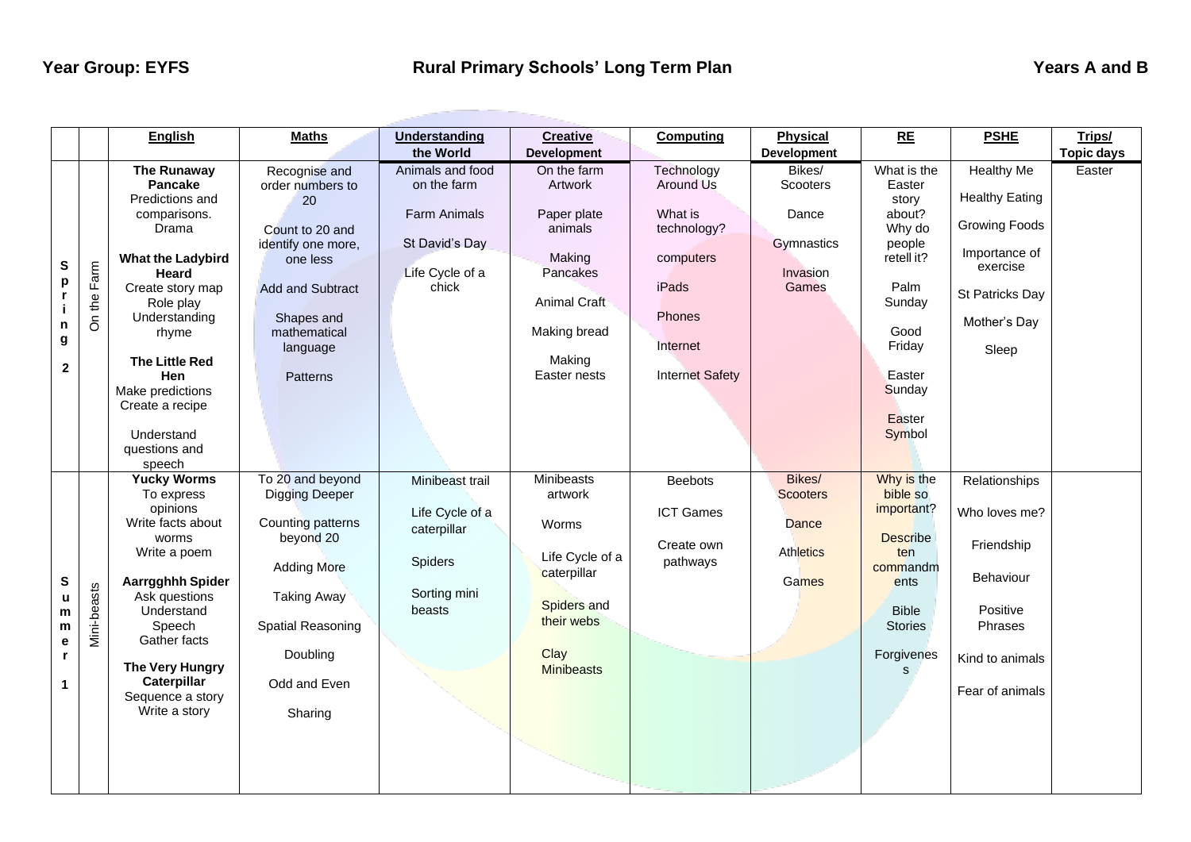**Year Group: EYFS** **Rural Primary Schools' Long Term Plan** **Years A and B**

| | | **English** | **Maths** | **Understanding the World** | **Creative Development** | **Computing** | **Physical Development** | **RE** | **PSHE** | **Trips/ Topic days** |
|---|---|---|---|---|---|---|---|---|---|---|
| **Spring 2** | On the Farm | **The Runaway Pancake** Predictions and comparisons. Drama<br><br>**What the Ladybird Heard** Create story map Role play Understanding rhyme<br><br>**The Little Red Hen** Make predictions Create a recipe<br><br>Understand questions and speech | Recognise and order numbers to 20<br><br>Count to 20 and identify one more, one less<br><br>Add and Subtract<br><br>Shapes and mathematical language<br><br>Patterns | Animals and food on the farm<br><br>Farm Animals<br><br>St David's Day<br><br>Life Cycle of a chick | On the farm Artwork<br><br>Paper plate animals<br><br>Making Pancakes<br><br>Animal Craft<br><br>Making bread<br><br>Making Easter nests | Technology Around Us<br><br>What is technology?<br><br>computers<br><br>iPads<br><br>Phones<br><br>Internet<br><br>Internet Safety | Bikes/ Scooters<br><br>Dance<br><br>Gymnastics<br><br>Invasion Games | What is the Easter story about? Why do people retell it?<br><br>Palm Sunday<br><br>Good Friday<br><br>Easter Sunday<br><br>Easter Symbol | Healthy Me<br><br>Healthy Eating<br><br>Growing Foods<br><br>Importance of exercise<br><br>St Patricks Day<br><br>Mother's Day<br><br>Sleep | Easter |
| **Summer 1** | Mini-beasts | **Yucky Worms** To express opinions Write facts about worms Write a poem<br><br>**Aarrgghhh Spider** Ask questions Understand Speech Gather facts<br><br>**The Very Hungry Caterpillar** Sequence a story Write a story | To 20 and beyond Digging Deeper<br><br>Counting patterns beyond 20<br><br>Adding More<br><br>Taking Away<br><br>Spatial Reasoning<br><br>Doubling<br><br>Odd and Even<br><br>Sharing | Minibeast trail<br><br>Life Cycle of a caterpillar<br><br>Spiders<br><br>Sorting mini beasts | Minibeasts artwork<br><br>Worms<br><br>Life Cycle of a caterpillar<br><br>Spiders and their webs<br><br>Clay Minibeasts | Beebots<br><br>ICT Games<br><br>Create own pathways | Bikes/ Scooters<br><br>Dance<br><br>Athletics<br><br>Games | Why is the bible so important?<br><br>Describe ten commandments<br><br>Bible Stories<br><br>Forgivenes s | Relationships<br><br>Who loves me?<br><br>Friendship<br><br>Behaviour<br><br>Positive Phrases<br><br>Kind to animals<br><br>Fear of animals | |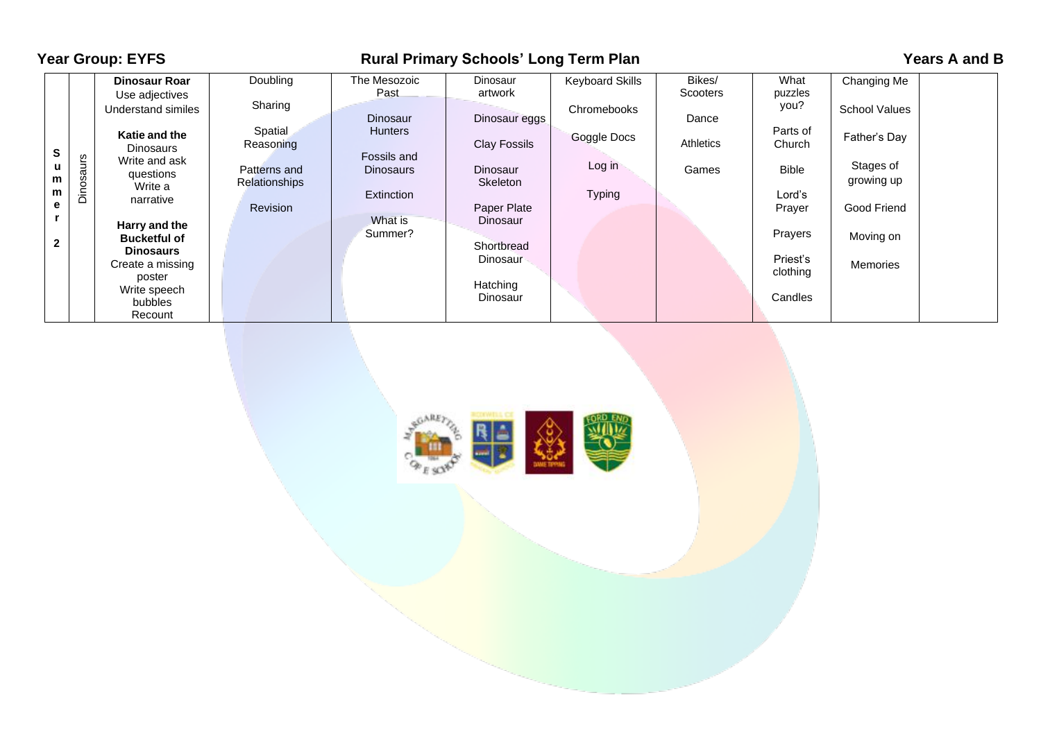**Year Group: EYFS** **Rural Primary Schools' Long Term Plan** **Years A and B**

| | | | | | | | | | | |
|---|---|---|---|---|---|---|---|---|---|---|
| Summer 2 | Dinosaurs | **Dinosaur Roar**<br>Use adjectives<br>Understand similes<br><br>**Katie and the Dinosaurs**<br>Write and ask questions<br>Write a narrative<br><br>**Harry and the Bucketful of Dinosaurs**<br>Create a missing poster<br>Write speech bubbles<br>Recount | Doubling<br><br>Sharing<br><br>Spatial Reasoning<br><br>Patterns and Relationships<br><br>Revision | The Mesozoic Past<br><br>Dinosaur Hunters<br><br>Fossils and Dinosaurs<br><br>Extinction<br><br>What is Summer? | Dinosaur artwork<br><br>Dinosaur eggs<br><br>Clay Fossils<br><br>Dinosaur Skeleton<br><br>Paper Plate Dinosaur<br><br>Shortbread Dinosaur<br><br>Hatching Dinosaur | Keyboard Skills<br><br>Chromebooks<br><br>Goggle Docs<br><br>Log in<br><br>Typing | Bikes/ Scooters<br><br>Dance<br><br>Athletics<br><br>Games | What puzzles you?<br><br>Parts of Church<br><br>Bible<br><br>Lord's Prayer<br><br>Prayers<br><br>Priest's clothing<br><br>Candles | Changing Me<br><br>School Values<br><br>Father's Day<br><br>Stages of growing up<br><br>Good Friend<br><br>Moving on<br><br>Memories | |